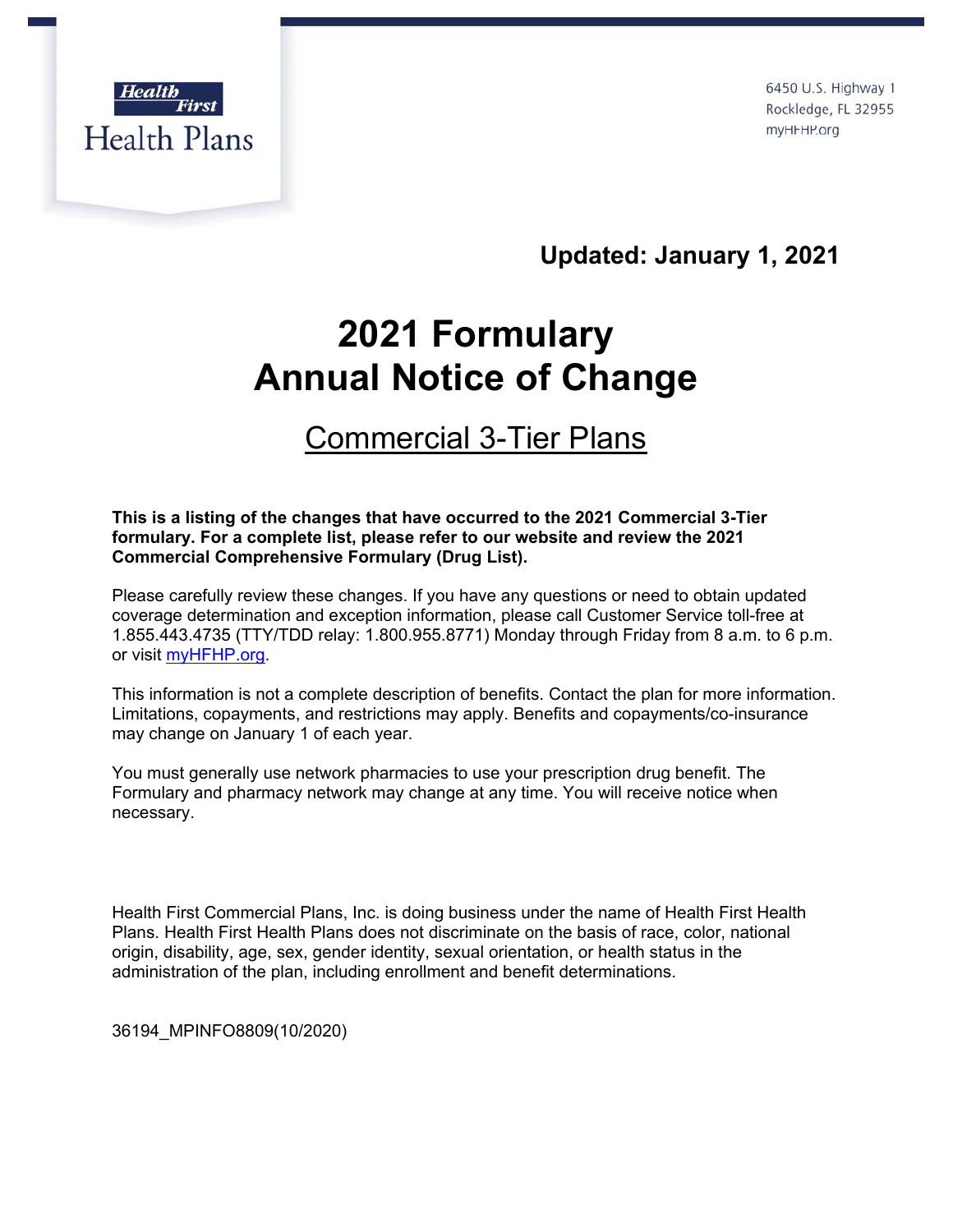Health First Health Plans

6450 U.S. Highway 1
Rockledge, FL 32955
myHFHP.org

**Updated: January 1, 2021**

# 2021 Formulary Annual Notice of Change

## Commercial 3-Tier Plans

**This is a listing of the changes that have occurred to the 2021 Commercial 3-Tier formulary. For a complete list, please refer to our website and review the 2021 Commercial Comprehensive Formulary (Drug List).**

Please carefully review these changes. If you have any questions or need to obtain updated coverage determination and exception information, please call Customer Service toll-free at 1.855.443.4735 (TTY/TDD relay: 1.800.955.8771) Monday through Friday from 8 a.m. to 6 p.m. or visit myHFHP.org.

This information is not a complete description of benefits. Contact the plan for more information. Limitations, copayments, and restrictions may apply. Benefits and copayments/co-insurance may change on January 1 of each year.

You must generally use network pharmacies to use your prescription drug benefit. The Formulary and pharmacy network may change at any time. You will receive notice when necessary.

Health First Commercial Plans, Inc. is doing business under the name of Health First Health Plans. Health First Health Plans does not discriminate on the basis of race, color, national origin, disability, age, sex, gender identity, sexual orientation, or health status in the administration of the plan, including enrollment and benefit determinations.

36194_MPINFO8809(10/2020)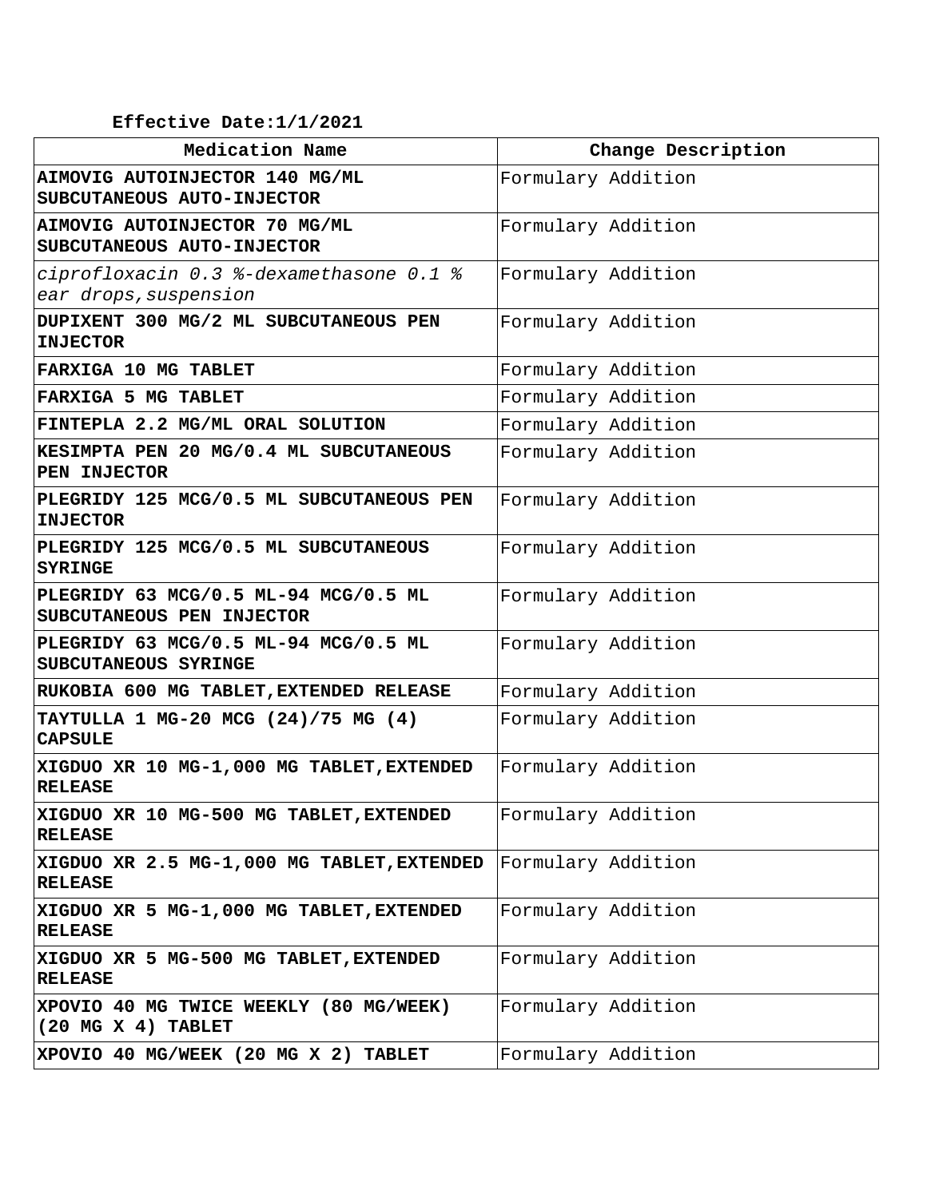**Effective Date:1/1/2021**

| Medication Name | Change Description |
|---|---|
| **AIMOVIG AUTOINJECTOR 140 MG/ML SUBCUTANEOUS AUTO-INJECTOR** | Formulary Addition |
| **AIMOVIG AUTOINJECTOR 70 MG/ML SUBCUTANEOUS AUTO-INJECTOR** | Formulary Addition |
| *ciprofloxacin 0.3 %-dexamethasone 0.1 % ear drops,suspension* | Formulary Addition |
| **DUPIXENT 300 MG/2 ML SUBCUTANEOUS PEN INJECTOR** | Formulary Addition |
| **FARXIGA 10 MG TABLET** | Formulary Addition |
| **FARXIGA 5 MG TABLET** | Formulary Addition |
| **FINTEPLA 2.2 MG/ML ORAL SOLUTION** | Formulary Addition |
| **KESIMPTA PEN 20 MG/0.4 ML SUBCUTANEOUS PEN INJECTOR** | Formulary Addition |
| **PLEGRIDY 125 MCG/0.5 ML SUBCUTANEOUS PEN INJECTOR** | Formulary Addition |
| **PLEGRIDY 125 MCG/0.5 ML SUBCUTANEOUS SYRINGE** | Formulary Addition |
| **PLEGRIDY 63 MCG/0.5 ML-94 MCG/0.5 ML SUBCUTANEOUS PEN INJECTOR** | Formulary Addition |
| **PLEGRIDY 63 MCG/0.5 ML-94 MCG/0.5 ML SUBCUTANEOUS SYRINGE** | Formulary Addition |
| **RUKOBIA 600 MG TABLET,EXTENDED RELEASE** | Formulary Addition |
| **TAYTULLA 1 MG-20 MCG (24)/75 MG (4) CAPSULE** | Formulary Addition |
| **XIGDUO XR 10 MG-1,000 MG TABLET,EXTENDED RELEASE** | Formulary Addition |
| **XIGDUO XR 10 MG-500 MG TABLET,EXTENDED RELEASE** | Formulary Addition |
| **XIGDUO XR 2.5 MG-1,000 MG TABLET,EXTENDED RELEASE** | Formulary Addition |
| **XIGDUO XR 5 MG-1,000 MG TABLET,EXTENDED RELEASE** | Formulary Addition |
| **XIGDUO XR 5 MG-500 MG TABLET,EXTENDED RELEASE** | Formulary Addition |
| **XPOVIO 40 MG TWICE WEEKLY (80 MG/WEEK) (20 MG X 4) TABLET** | Formulary Addition |
| **XPOVIO 40 MG/WEEK (20 MG X 2) TABLET** | Formulary Addition |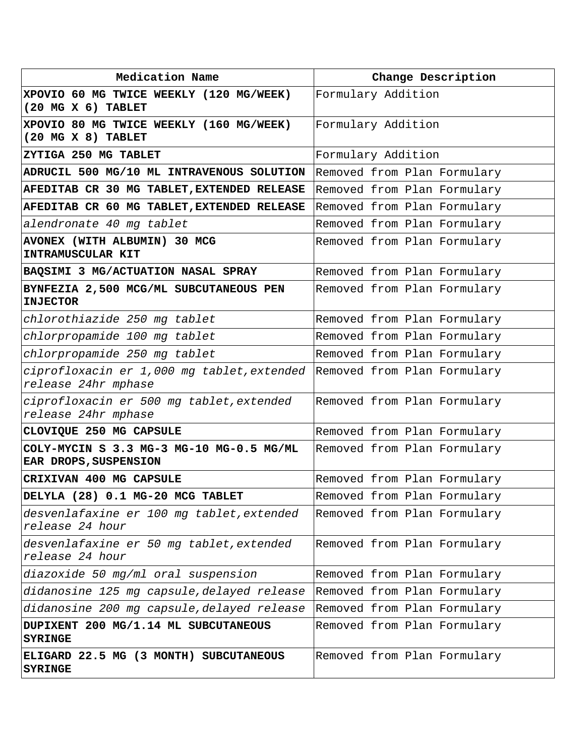| Medication Name | Change Description |
|---|---|
| **XPOVIO 60 MG TWICE WEEKLY (120 MG/WEEK) (20 MG X 6) TABLET** | Formulary Addition |
| **XPOVIO 80 MG TWICE WEEKLY (160 MG/WEEK) (20 MG X 8) TABLET** | Formulary Addition |
| **ZYTIGA 250 MG TABLET** | Formulary Addition |
| **ADRUCIL 500 MG/10 ML INTRAVENOUS SOLUTION** | Removed from Plan Formulary |
| **AFEDITAB CR 30 MG TABLET,EXTENDED RELEASE** | Removed from Plan Formulary |
| **AFEDITAB CR 60 MG TABLET,EXTENDED RELEASE** | Removed from Plan Formulary |
| *alendronate 40 mg tablet* | Removed from Plan Formulary |
| **AVONEX (WITH ALBUMIN) 30 MCG INTRAMUSCULAR KIT** | Removed from Plan Formulary |
| **BAQSIMI 3 MG/ACTUATION NASAL SPRAY** | Removed from Plan Formulary |
| **BYNFEZIA 2,500 MCG/ML SUBCUTANEOUS PEN INJECTOR** | Removed from Plan Formulary |
| *chlorothiazide 250 mg tablet* | Removed from Plan Formulary |
| *chlorpropamide 100 mg tablet* | Removed from Plan Formulary |
| *chlorpropamide 250 mg tablet* | Removed from Plan Formulary |
| *ciprofloxacin er 1,000 mg tablet,extended release 24hr mphase* | Removed from Plan Formulary |
| *ciprofloxacin er 500 mg tablet,extended release 24hr mphase* | Removed from Plan Formulary |
| **CLOVIQUE 250 MG CAPSULE** | Removed from Plan Formulary |
| **COLY-MYCIN S 3.3 MG-3 MG-10 MG-0.5 MG/ML EAR DROPS,SUSPENSION** | Removed from Plan Formulary |
| **CRIXIVAN 400 MG CAPSULE** | Removed from Plan Formulary |
| **DELYLA (28) 0.1 MG-20 MCG TABLET** | Removed from Plan Formulary |
| *desvenlafaxine er 100 mg tablet,extended release 24 hour* | Removed from Plan Formulary |
| *desvenlafaxine er 50 mg tablet,extended release 24 hour* | Removed from Plan Formulary |
| *diazoxide 50 mg/ml oral suspension* | Removed from Plan Formulary |
| *didanosine 125 mg capsule,delayed release* | Removed from Plan Formulary |
| *didanosine 200 mg capsule,delayed release* | Removed from Plan Formulary |
| **DUPIXENT 200 MG/1.14 ML SUBCUTANEOUS SYRINGE** | Removed from Plan Formulary |
| **ELIGARD 22.5 MG (3 MONTH) SUBCUTANEOUS SYRINGE** | Removed from Plan Formulary |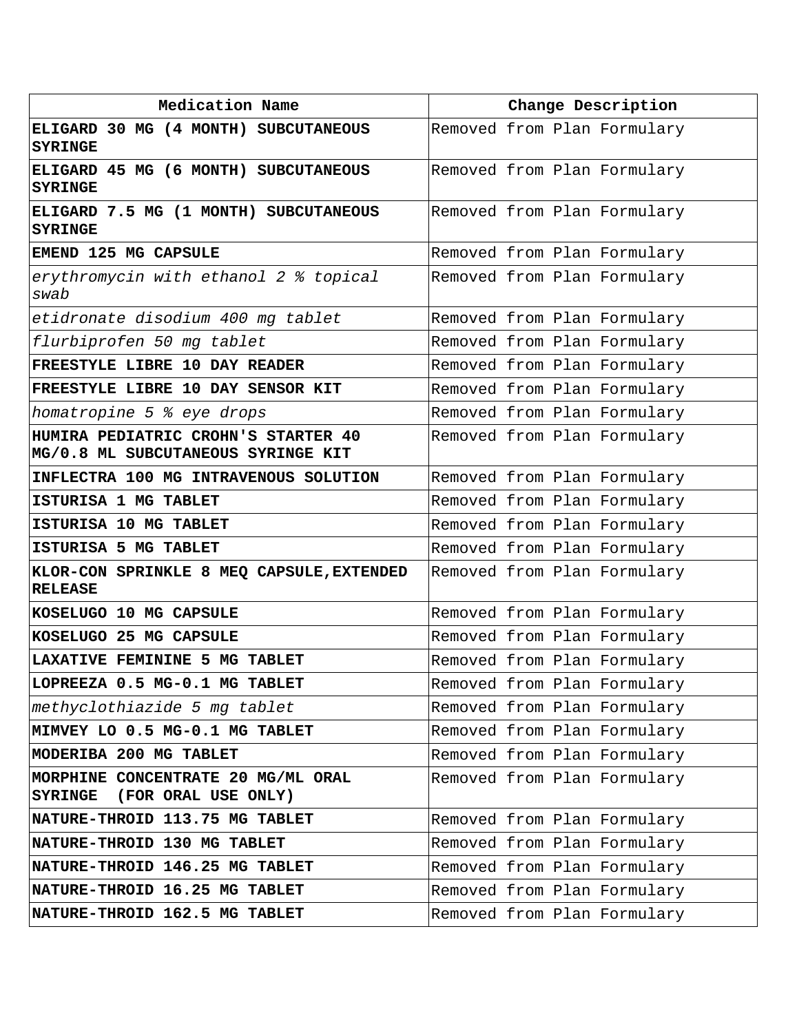| Medication Name | Change Description |
|---|---|
| **ELIGARD 30 MG (4 MONTH) SUBCUTANEOUS SYRINGE** | Removed from Plan Formulary |
| **ELIGARD 45 MG (6 MONTH) SUBCUTANEOUS SYRINGE** | Removed from Plan Formulary |
| **ELIGARD 7.5 MG (1 MONTH) SUBCUTANEOUS SYRINGE** | Removed from Plan Formulary |
| **EMEND 125 MG CAPSULE** | Removed from Plan Formulary |
| *erythromycin with ethanol 2 % topical swab* | Removed from Plan Formulary |
| *etidronate disodium 400 mg tablet* | Removed from Plan Formulary |
| *flurbiprofen 50 mg tablet* | Removed from Plan Formulary |
| **FREESTYLE LIBRE 10 DAY READER** | Removed from Plan Formulary |
| **FREESTYLE LIBRE 10 DAY SENSOR KIT** | Removed from Plan Formulary |
| *homatropine 5 % eye drops* | Removed from Plan Formulary |
| **HUMIRA PEDIATRIC CROHN'S STARTER 40 MG/0.8 ML SUBCUTANEOUS SYRINGE KIT** | Removed from Plan Formulary |
| **INFLECTRA 100 MG INTRAVENOUS SOLUTION** | Removed from Plan Formulary |
| **ISTURISA 1 MG TABLET** | Removed from Plan Formulary |
| **ISTURISA 10 MG TABLET** | Removed from Plan Formulary |
| **ISTURISA 5 MG TABLET** | Removed from Plan Formulary |
| **KLOR-CON SPRINKLE 8 MEQ CAPSULE,EXTENDED RELEASE** | Removed from Plan Formulary |
| **KOSELUGO 10 MG CAPSULE** | Removed from Plan Formulary |
| **KOSELUGO 25 MG CAPSULE** | Removed from Plan Formulary |
| **LAXATIVE FEMININE 5 MG TABLET** | Removed from Plan Formulary |
| **LOPREEZA 0.5 MG-0.1 MG TABLET** | Removed from Plan Formulary |
| *methyclothiazide 5 mg tablet* | Removed from Plan Formulary |
| **MIMVEY LO 0.5 MG-0.1 MG TABLET** | Removed from Plan Formulary |
| **MODERIBA 200 MG TABLET** | Removed from Plan Formulary |
| **MORPHINE CONCENTRATE 20 MG/ML ORAL SYRINGE (FOR ORAL USE ONLY)** | Removed from Plan Formulary |
| **NATURE-THROID 113.75 MG TABLET** | Removed from Plan Formulary |
| **NATURE-THROID 130 MG TABLET** | Removed from Plan Formulary |
| **NATURE-THROID 146.25 MG TABLET** | Removed from Plan Formulary |
| **NATURE-THROID 16.25 MG TABLET** | Removed from Plan Formulary |
| **NATURE-THROID 162.5 MG TABLET** | Removed from Plan Formulary |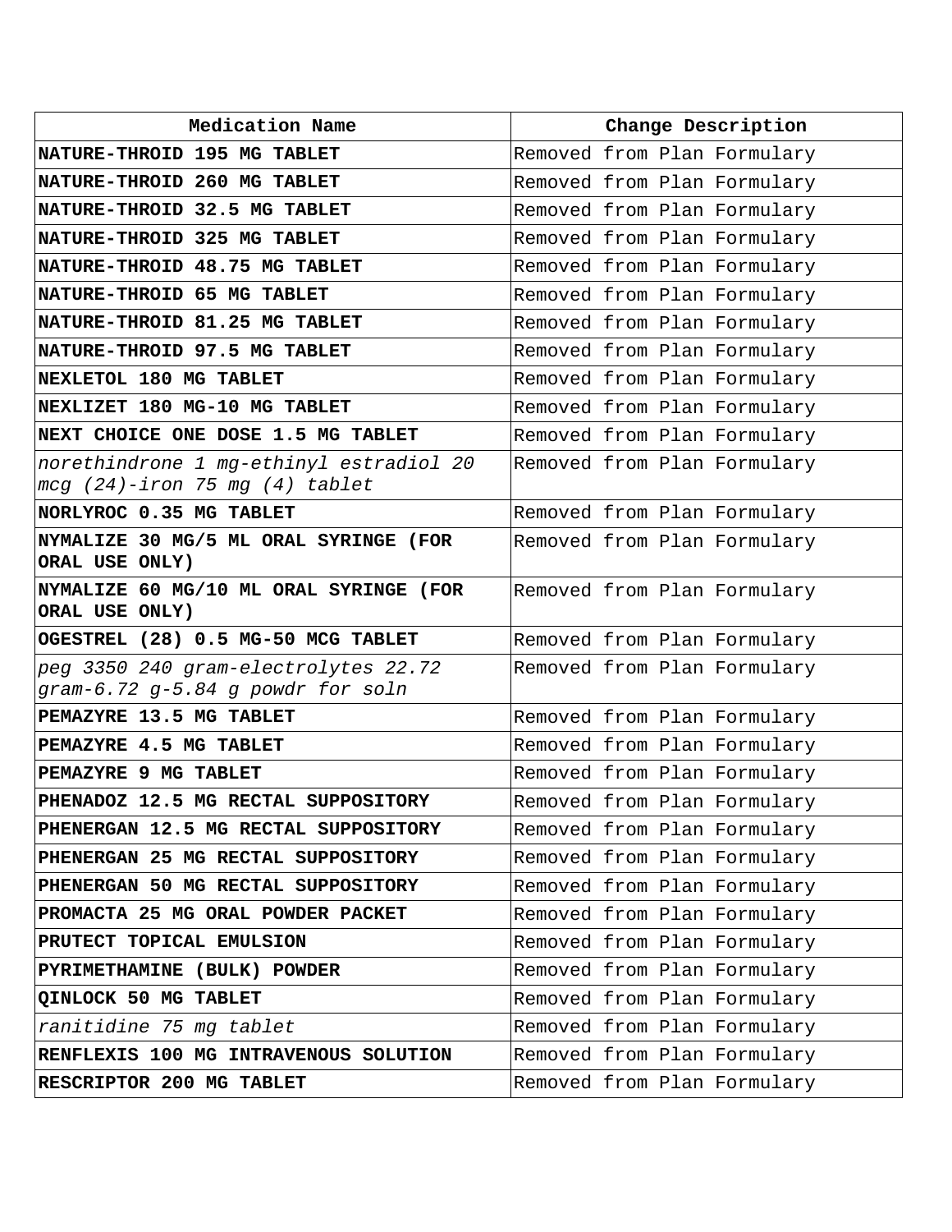| Medication Name | Change Description |
| --- | --- |
| **NATURE-THROID 195 MG TABLET** | Removed from Plan Formulary |
| **NATURE-THROID 260 MG TABLET** | Removed from Plan Formulary |
| **NATURE-THROID 32.5 MG TABLET** | Removed from Plan Formulary |
| **NATURE-THROID 325 MG TABLET** | Removed from Plan Formulary |
| **NATURE-THROID 48.75 MG TABLET** | Removed from Plan Formulary |
| **NATURE-THROID 65 MG TABLET** | Removed from Plan Formulary |
| **NATURE-THROID 81.25 MG TABLET** | Removed from Plan Formulary |
| **NATURE-THROID 97.5 MG TABLET** | Removed from Plan Formulary |
| **NEXLETOL 180 MG TABLET** | Removed from Plan Formulary |
| **NEXLIZET 180 MG-10 MG TABLET** | Removed from Plan Formulary |
| **NEXT CHOICE ONE DOSE 1.5 MG TABLET** | Removed from Plan Formulary |
| *norethindrone 1 mg-ethinyl estradiol 20 mcg (24)-iron 75 mg (4) tablet* | Removed from Plan Formulary |
| **NORLYROC 0.35 MG TABLET** | Removed from Plan Formulary |
| **NYMALIZE 30 MG/5 ML ORAL SYRINGE (FOR ORAL USE ONLY)** | Removed from Plan Formulary |
| **NYMALIZE 60 MG/10 ML ORAL SYRINGE (FOR ORAL USE ONLY)** | Removed from Plan Formulary |
| **OGESTREL (28) 0.5 MG-50 MCG TABLET** | Removed from Plan Formulary |
| *peg 3350 240 gram-electrolytes 22.72 gram-6.72 g-5.84 g powdr for soln* | Removed from Plan Formulary |
| **PEMAZYRE 13.5 MG TABLET** | Removed from Plan Formulary |
| **PEMAZYRE 4.5 MG TABLET** | Removed from Plan Formulary |
| **PEMAZYRE 9 MG TABLET** | Removed from Plan Formulary |
| **PHENADOZ 12.5 MG RECTAL SUPPOSITORY** | Removed from Plan Formulary |
| **PHENERGAN 12.5 MG RECTAL SUPPOSITORY** | Removed from Plan Formulary |
| **PHENERGAN 25 MG RECTAL SUPPOSITORY** | Removed from Plan Formulary |
| **PHENERGAN 50 MG RECTAL SUPPOSITORY** | Removed from Plan Formulary |
| **PROMACTA 25 MG ORAL POWDER PACKET** | Removed from Plan Formulary |
| **PRUTECT TOPICAL EMULSION** | Removed from Plan Formulary |
| **PYRIMETHAMINE (BULK) POWDER** | Removed from Plan Formulary |
| **QINLOCK 50 MG TABLET** | Removed from Plan Formulary |
| *ranitidine 75 mg tablet* | Removed from Plan Formulary |
| **RENFLEXIS 100 MG INTRAVENOUS SOLUTION** | Removed from Plan Formulary |
| **RESCRIPTOR 200 MG TABLET** | Removed from Plan Formulary |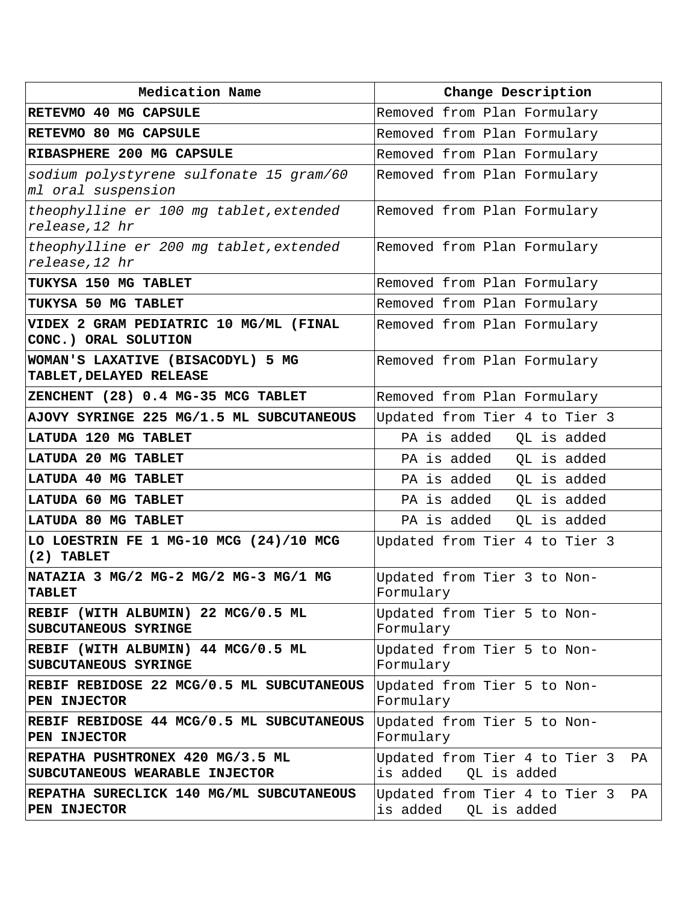| Medication Name | Change Description |
| --- | --- |
| **RETEVMO 40 MG CAPSULE** | Removed from Plan Formulary |
| **RETEVMO 80 MG CAPSULE** | Removed from Plan Formulary |
| **RIBASPHERE 200 MG CAPSULE** | Removed from Plan Formulary |
| *sodium polystyrene sulfonate 15 gram/60 ml oral suspension* | Removed from Plan Formulary |
| *theophylline er 100 mg tablet,extended release,12 hr* | Removed from Plan Formulary |
| *theophylline er 200 mg tablet,extended release,12 hr* | Removed from Plan Formulary |
| **TUKYSA 150 MG TABLET** | Removed from Plan Formulary |
| **TUKYSA 50 MG TABLET** | Removed from Plan Formulary |
| **VIDEX 2 GRAM PEDIATRIC 10 MG/ML (FINAL CONC.) ORAL SOLUTION** | Removed from Plan Formulary |
| **WOMAN'S LAXATIVE (BISACODYL) 5 MG TABLET,DELAYED RELEASE** | Removed from Plan Formulary |
| **ZENCHENT (28) 0.4 MG-35 MCG TABLET** | Removed from Plan Formulary |
| **AJOVY SYRINGE 225 MG/1.5 ML SUBCUTANEOUS** | Updated from Tier 4 to Tier 3 |
| **LATUDA 120 MG TABLET** | PA is added QL is added |
| **LATUDA 20 MG TABLET** | PA is added QL is added |
| **LATUDA 40 MG TABLET** | PA is added QL is added |
| **LATUDA 60 MG TABLET** | PA is added QL is added |
| **LATUDA 80 MG TABLET** | PA is added QL is added |
| **LO LOESTRIN FE 1 MG-10 MCG (24)/10 MCG (2) TABLET** | Updated from Tier 4 to Tier 3 |
| **NATAZIA 3 MG/2 MG-2 MG/2 MG-3 MG/1 MG TABLET** | Updated from Tier 3 to Non-Formulary |
| **REBIF (WITH ALBUMIN) 22 MCG/0.5 ML SUBCUTANEOUS SYRINGE** | Updated from Tier 5 to Non-Formulary |
| **REBIF (WITH ALBUMIN) 44 MCG/0.5 ML SUBCUTANEOUS SYRINGE** | Updated from Tier 5 to Non-Formulary |
| **REBIF REBIDOSE 22 MCG/0.5 ML SUBCUTANEOUS PEN INJECTOR** | Updated from Tier 5 to Non-Formulary |
| **REBIF REBIDOSE 44 MCG/0.5 ML SUBCUTANEOUS PEN INJECTOR** | Updated from Tier 5 to Non-Formulary |
| **REPATHA PUSHTRONEX 420 MG/3.5 ML SUBCUTANEOUS WEARABLE INJECTOR** | Updated from Tier 4 to Tier 3 PA is added QL is added |
| **REPATHA SURECLICK 140 MG/ML SUBCUTANEOUS PEN INJECTOR** | Updated from Tier 4 to Tier 3 PA is added QL is added |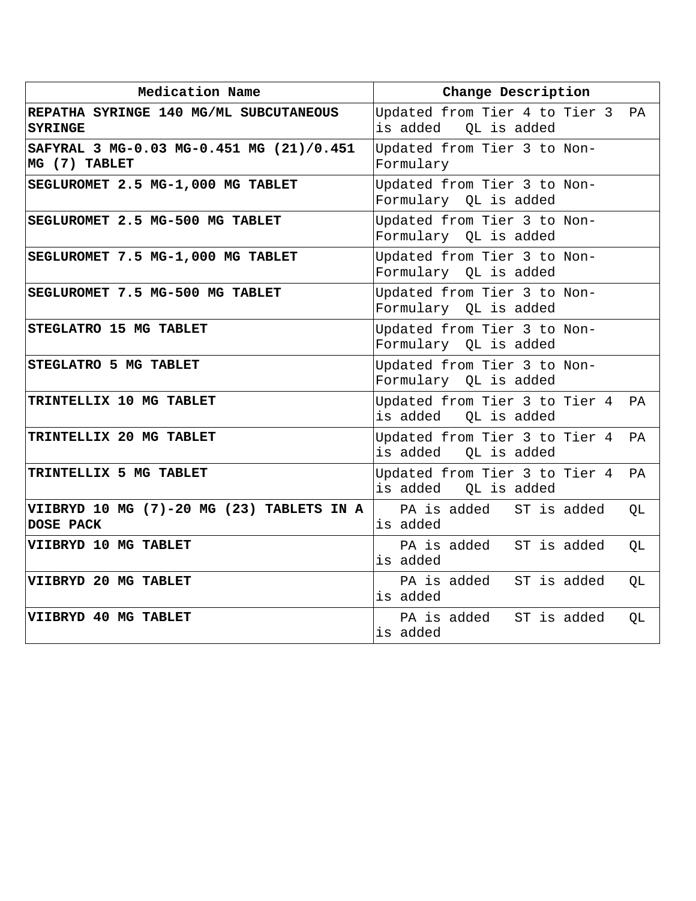| Medication Name | Change Description |
| --- | --- |
| **REPATHA SYRINGE 140 MG/ML SUBCUTANEOUS SYRINGE** | Updated from Tier 4 to Tier 3 PA is added QL is added |
| **SAFYRAL 3 MG-0.03 MG-0.451 MG (21)/0.451 MG (7) TABLET** | Updated from Tier 3 to Non-Formulary |
| **SEGLUROMET 2.5 MG-1,000 MG TABLET** | Updated from Tier 3 to Non-Formulary QL is added |
| **SEGLUROMET 2.5 MG-500 MG TABLET** | Updated from Tier 3 to Non-Formulary QL is added |
| **SEGLUROMET 7.5 MG-1,000 MG TABLET** | Updated from Tier 3 to Non-Formulary QL is added |
| **SEGLUROMET 7.5 MG-500 MG TABLET** | Updated from Tier 3 to Non-Formulary QL is added |
| **STEGLATRO 15 MG TABLET** | Updated from Tier 3 to Non-Formulary QL is added |
| **STEGLATRO 5 MG TABLET** | Updated from Tier 3 to Non-Formulary QL is added |
| **TRINTELLIX 10 MG TABLET** | Updated from Tier 3 to Tier 4 PA is added QL is added |
| **TRINTELLIX 20 MG TABLET** | Updated from Tier 3 to Tier 4 PA is added QL is added |
| **TRINTELLIX 5 MG TABLET** | Updated from Tier 3 to Tier 4 PA is added QL is added |
| **VIIBRYD 10 MG (7)-20 MG (23) TABLETS IN A DOSE PACK** | PA is added ST is added QL is added |
| **VIIBRYD 10 MG TABLET** | PA is added ST is added QL is added |
| **VIIBRYD 20 MG TABLET** | PA is added ST is added QL is added |
| **VIIBRYD 40 MG TABLET** | PA is added ST is added QL is added |